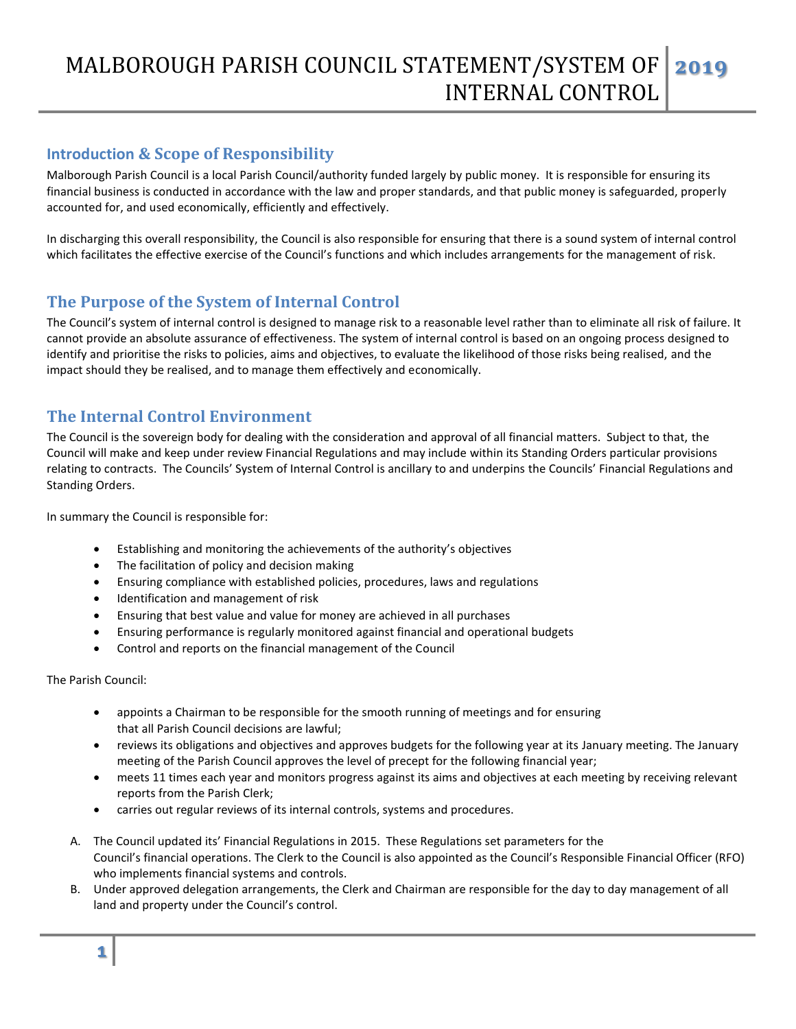# MALBOROUGH PARISH COUNCIL STATEMENT/SYSTEM OF INTERNAL CONTROL 2019

## Introduction & Scope of Responsibility

Malborough Parish Council is a local Parish Council/authority funded largely by public money. It is responsible for ensuring its financial business is conducted in accordance with the law and proper standards, and that public money is safeguarded, properly accounted for, and used economically, efficiently and effectively.

In discharging this overall responsibility, the Council is also responsible for ensuring that there is a sound system of internal control which facilitates the effective exercise of the Council's functions and which includes arrangements for the management of risk.

## The Purpose of the System of Internal Control

The Council's system of internal control is designed to manage risk to a reasonable level rather than to eliminate all risk of failure. It cannot provide an absolute assurance of effectiveness. The system of internal control is based on an ongoing process designed to identify and prioritise the risks to policies, aims and objectives, to evaluate the likelihood of those risks being realised, and the impact should they be realised, and to manage them effectively and economically.

## The Internal Control Environment

The Council is the sovereign body for dealing with the consideration and approval of all financial matters. Subject to that, the Council will make and keep under review Financial Regulations and may include within its Standing Orders particular provisions relating to contracts. The Councils' System of Internal Control is ancillary to and underpins the Councils' Financial Regulations and Standing Orders.

In summary the Council is responsible for:

- Establishing and monitoring the achievements of the authority's objectives
- The facilitation of policy and decision making
- Ensuring compliance with established policies, procedures, laws and regulations
- Identification and management of risk
- Ensuring that best value and value for money are achieved in all purchases
- Ensuring performance is regularly monitored against financial and operational budgets
- Control and reports on the financial management of the Council

The Parish Council:

- appoints a Chairman to be responsible for the smooth running of meetings and for ensuring that all Parish Council decisions are lawful;
- reviews its obligations and objectives and approves budgets for the following year at its January meeting. The January meeting of the Parish Council approves the level of precept for the following financial year;
- meets 11 times each year and monitors progress against its aims and objectives at each meeting by receiving relevant reports from the Parish Clerk;
- carries out regular reviews of its internal controls, systems and procedures.

A. The Council updated its' Financial Regulations in 2015. These Regulations set parameters for the Council's financial operations. The Clerk to the Council is also appointed as the Council's Responsible Financial Officer (RFO) who implements financial systems and controls.
B. Under approved delegation arrangements, the Clerk and Chairman are responsible for the day to day management of all land and property under the Council's control.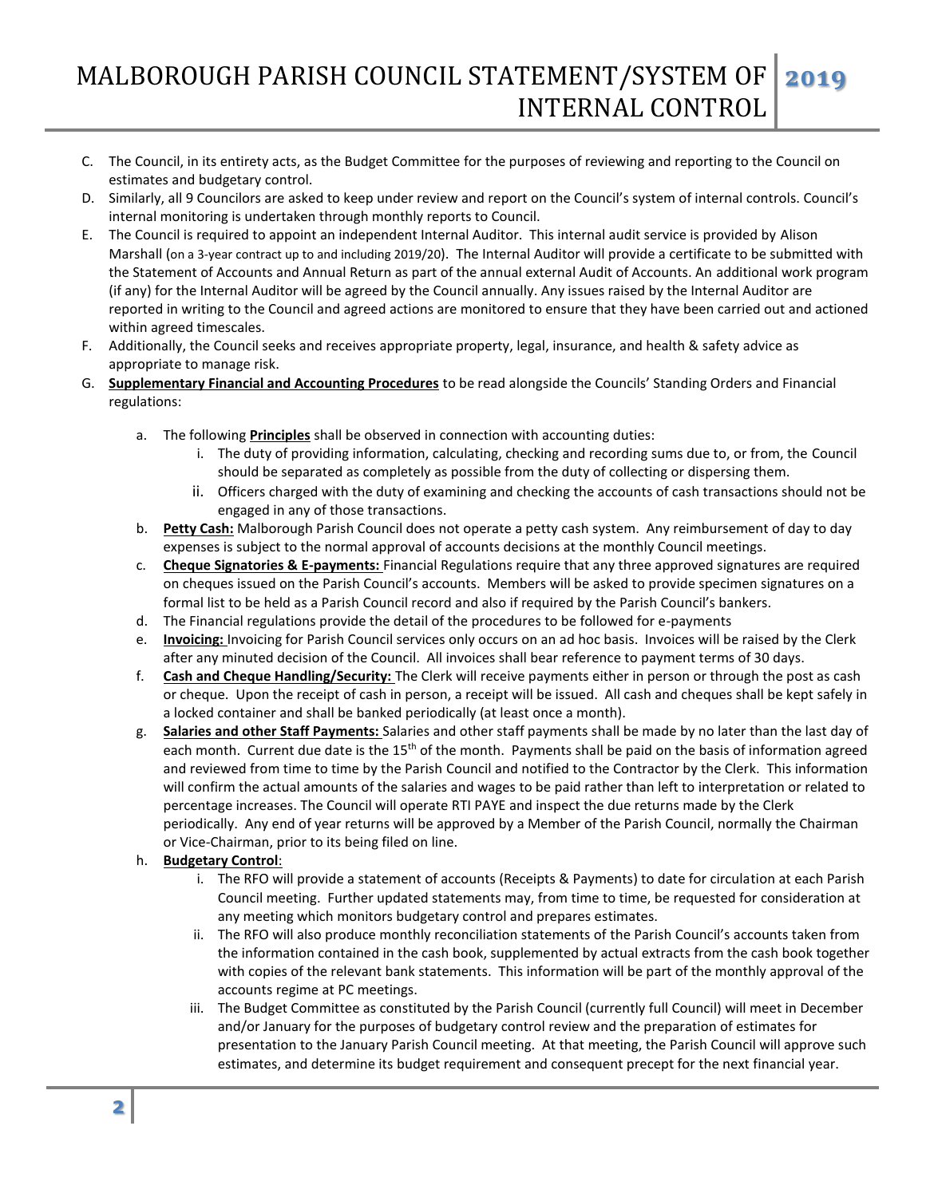C. The Council, in its entirety acts, as the Budget Committee for the purposes of reviewing and reporting to the Council on estimates and budgetary control.

D. Similarly, all 9 Councilors are asked to keep under review and report on the Council's system of internal controls. Council's internal monitoring is undertaken through monthly reports to Council.

E. The Council is required to appoint an independent Internal Auditor. This internal audit service is provided by Alison Marshall (on a 3-year contract up to and including 2019/20). The Internal Auditor will provide a certificate to be submitted with the Statement of Accounts and Annual Return as part of the annual external Audit of Accounts. An additional work program (if any) for the Internal Auditor will be agreed by the Council annually. Any issues raised by the Internal Auditor are reported in writing to the Council and agreed actions are monitored to ensure that they have been carried out and actioned within agreed timescales.

F. Additionally, the Council seeks and receives appropriate property, legal, insurance, and health & safety advice as appropriate to manage risk.

G. **Supplementary Financial and Accounting Procedures** to be read alongside the Councils' Standing Orders and Financial regulations:

  a. The following **Principles** shall be observed in connection with accounting duties:
     i. The duty of providing information, calculating, checking and recording sums due to, or from, the Council should be separated as completely as possible from the duty of collecting or dispersing them.
     ii. Officers charged with the duty of examining and checking the accounts of cash transactions should not be engaged in any of those transactions.

  b. **Petty Cash:** Malborough Parish Council does not operate a petty cash system. Any reimbursement of day to day expenses is subject to the normal approval of accounts decisions at the monthly Council meetings.

  c. **Cheque Signatories & E-payments:** Financial Regulations require that any three approved signatures are required on cheques issued on the Parish Council's accounts. Members will be asked to provide specimen signatures on a formal list to be held as a Parish Council record and also if required by the Parish Council's bankers.

  d. The Financial regulations provide the detail of the procedures to be followed for e-payments

  e. **Invoicing:** Invoicing for Parish Council services only occurs on an ad hoc basis. Invoices will be raised by the Clerk after any minuted decision of the Council. All invoices shall bear reference to payment terms of 30 days.

  f. **Cash and Cheque Handling/Security:** The Clerk will receive payments either in person or through the post as cash or cheque. Upon the receipt of cash in person, a receipt will be issued. All cash and cheques shall be kept safely in a locked container and shall be banked periodically (at least once a month).

  g. **Salaries and other Staff Payments:** Salaries and other staff payments shall be made by no later than the last day of each month. Current due date is the 15th of the month. Payments shall be paid on the basis of information agreed and reviewed from time to time by the Parish Council and notified to the Contractor by the Clerk. This information will confirm the actual amounts of the salaries and wages to be paid rather than left to interpretation or related to percentage increases. The Council will operate RTI PAYE and inspect the due returns made by the Clerk periodically. Any end of year returns will be approved by a Member of the Parish Council, normally the Chairman or Vice-Chairman, prior to its being filed on line.

  h. **Budgetary Control**:
     i. The RFO will provide a statement of accounts (Receipts & Payments) to date for circulation at each Parish Council meeting. Further updated statements may, from time to time, be requested for consideration at any meeting which monitors budgetary control and prepares estimates.
     ii. The RFO will also produce monthly reconciliation statements of the Parish Council's accounts taken from the information contained in the cash book, supplemented by actual extracts from the cash book together with copies of the relevant bank statements. This information will be part of the monthly approval of the accounts regime at PC meetings.
     iii. The Budget Committee as constituted by the Parish Council (currently full Council) will meet in December and/or January for the purposes of budgetary control review and the preparation of estimates for presentation to the January Parish Council meeting. At that meeting, the Parish Council will approve such estimates, and determine its budget requirement and consequent precept for the next financial year.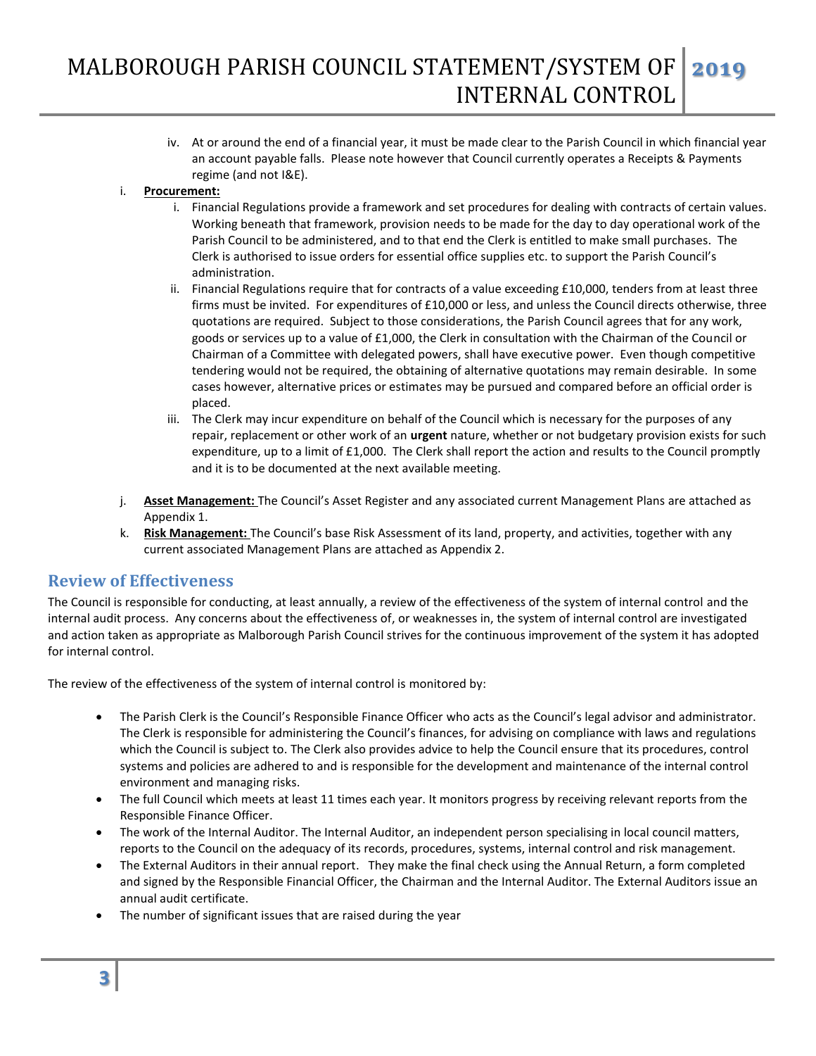iv. At or around the end of a financial year, it must be made clear to the Parish Council in which financial year an account payable falls. Please note however that Council currently operates a Receipts & Payments regime (and not I&E).

i. **Procurement:**

   i. Financial Regulations provide a framework and set procedures for dealing with contracts of certain values. Working beneath that framework, provision needs to be made for the day to day operational work of the Parish Council to be administered, and to that end the Clerk is entitled to make small purchases. The Clerk is authorised to issue orders for essential office supplies etc. to support the Parish Council's administration.

   ii. Financial Regulations require that for contracts of a value exceeding £10,000, tenders from at least three firms must be invited. For expenditures of £10,000 or less, and unless the Council directs otherwise, three quotations are required. Subject to those considerations, the Parish Council agrees that for any work, goods or services up to a value of £1,000, the Clerk in consultation with the Chairman of the Council or Chairman of a Committee with delegated powers, shall have executive power. Even though competitive tendering would not be required, the obtaining of alternative quotations may remain desirable. In some cases however, alternative prices or estimates may be pursued and compared before an official order is placed.

   iii. The Clerk may incur expenditure on behalf of the Council which is necessary for the purposes of any repair, replacement or other work of an **urgent** nature, whether or not budgetary provision exists for such expenditure, up to a limit of £1,000. The Clerk shall report the action and results to the Council promptly and it is to be documented at the next available meeting.

j. **Asset Management:** The Council's Asset Register and any associated current Management Plans are attached as Appendix 1.

k. **Risk Management:** The Council's base Risk Assessment of its land, property, and activities, together with any current associated Management Plans are attached as Appendix 2.

## Review of Effectiveness

The Council is responsible for conducting, at least annually, a review of the effectiveness of the system of internal control and the internal audit process. Any concerns about the effectiveness of, or weaknesses in, the system of internal control are investigated and action taken as appropriate as Malborough Parish Council strives for the continuous improvement of the system it has adopted for internal control.

The review of the effectiveness of the system of internal control is monitored by:

- The Parish Clerk is the Council's Responsible Finance Officer who acts as the Council's legal advisor and administrator. The Clerk is responsible for administering the Council's finances, for advising on compliance with laws and regulations which the Council is subject to. The Clerk also provides advice to help the Council ensure that its procedures, control systems and policies are adhered to and is responsible for the development and maintenance of the internal control environment and managing risks.
- The full Council which meets at least 11 times each year. It monitors progress by receiving relevant reports from the Responsible Finance Officer.
- The work of the Internal Auditor. The Internal Auditor, an independent person specialising in local council matters, reports to the Council on the adequacy of its records, procedures, systems, internal control and risk management.
- The External Auditors in their annual report. They make the final check using the Annual Return, a form completed and signed by the Responsible Financial Officer, the Chairman and the Internal Auditor. The External Auditors issue an annual audit certificate.
- The number of significant issues that are raised during the year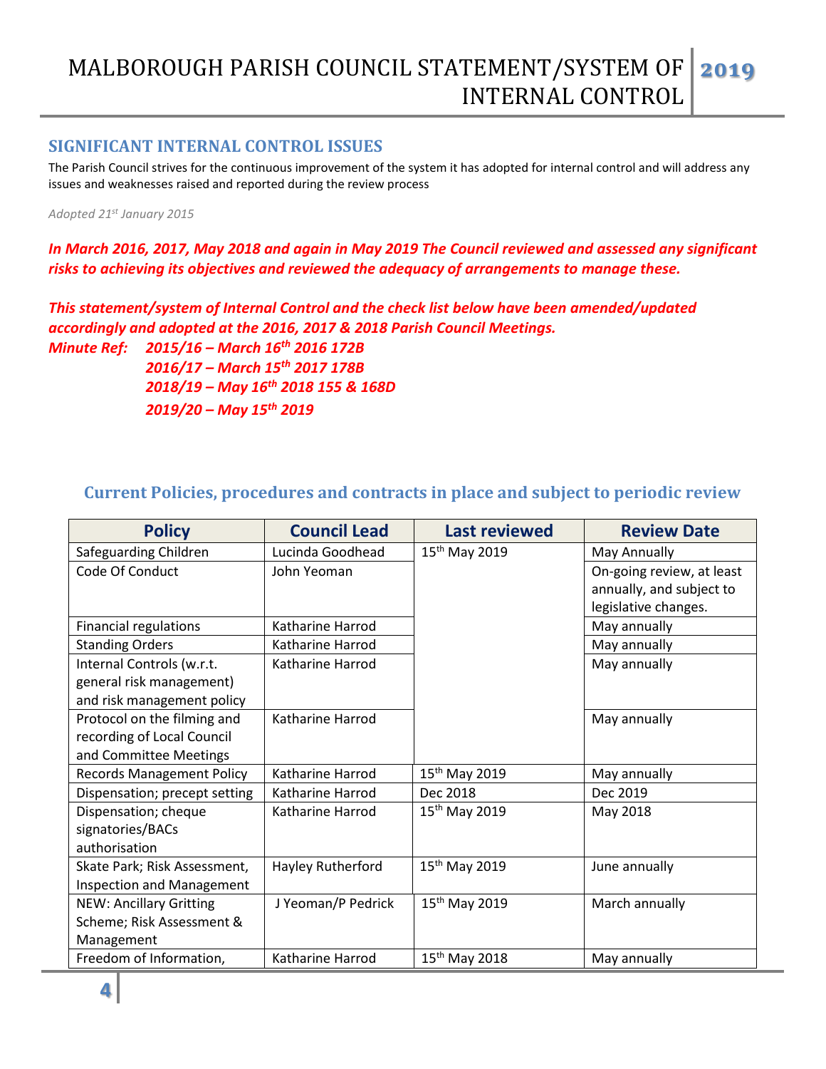## SIGNIFICANT INTERNAL CONTROL ISSUES

The Parish Council strives for the continuous improvement of the system it has adopted for internal control and will address any issues and weaknesses raised and reported during the review process

*Adopted 21st January 2015*

***In March 2016, 2017, May 2018 and again in May 2019 The Council reviewed and assessed any significant risks to achieving its objectives and reviewed the adequacy of arrangements to manage these.***

***This statement/system of Internal Control and the check list below have been amended/updated accordingly and adopted at the 2016, 2017 & 2018 Parish Council Meetings.***

***Minute Ref: 2015/16 – March 16th 2016 172B***
***2016/17 – March 15th 2017 178B***
***2018/19 – May 16th 2018 155 & 168D***
***2019/20 – May 15th 2019***

## Current Policies, procedures and contracts in place and subject to periodic review

| Policy | Council Lead | Last reviewed | Review Date |
|---|---|---|---|
| Safeguarding Children | Lucinda Goodhead | 15th May 2019 | May Annually |
| Code Of Conduct | John Yeoman | | On-going review, at least annually, and subject to legislative changes. |
| Financial regulations | Katharine Harrod | | May annually |
| Standing Orders | Katharine Harrod | | May annually |
| Internal Controls (w.r.t. general risk management) and risk management policy | Katharine Harrod | | May annually |
| Protocol on the filming and recording of Local Council and Committee Meetings | Katharine Harrod | | May annually |
| Records Management Policy | Katharine Harrod | 15th May 2019 | May annually |
| Dispensation; precept setting | Katharine Harrod | Dec 2018 | Dec 2019 |
| Dispensation; cheque signatories/BACs authorisation | Katharine Harrod | 15th May 2019 | May 2018 |
| Skate Park; Risk Assessment, Inspection and Management | Hayley Rutherford | 15th May 2019 | June annually |
| NEW: Ancillary Gritting Scheme; Risk Assessment & Management | J Yeoman/P Pedrick | 15th May 2019 | March annually |
| Freedom of Information, | Katharine Harrod | 15th May 2018 | May annually |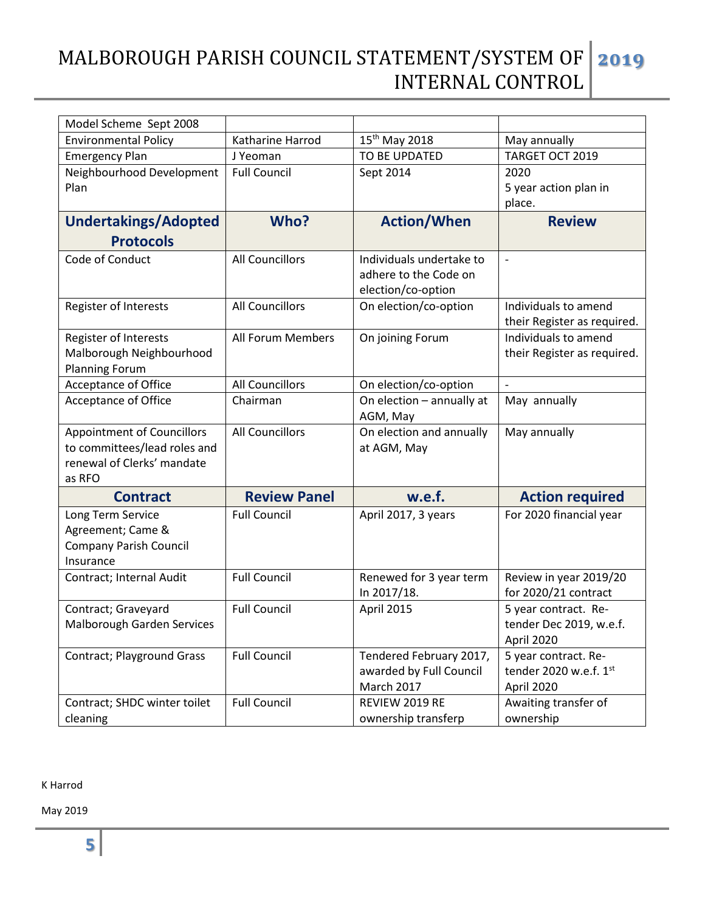| | | | |
|---|---|---|---|
| Model Scheme Sept 2008 | | | |
| Environmental Policy | Katharine Harrod | 15th May 2018 | May annually |
| Emergency Plan | J Yeoman | TO BE UPDATED | TARGET OCT 2019 |
| Neighbourhood Development Plan | Full Council | Sept 2014 | 2020<br>5 year action plan in place. |
| **Undertakings/Adopted Protocols** | **Who?** | **Action/When** | **Review** |
| Code of Conduct | All Councillors | Individuals undertake to adhere to the Code on election/co-option | - |
| Register of Interests | All Councillors | On election/co-option | Individuals to amend their Register as required. |
| Register of Interests Malborough Neighbourhood Planning Forum | All Forum Members | On joining Forum | Individuals to amend their Register as required. |
| Acceptance of Office | All Councillors | On election/co-option | - |
| Acceptance of Office | Chairman | On election – annually at AGM, May | May annually |
| Appointment of Councillors to committees/lead roles and renewal of Clerks' mandate as RFO | All Councillors | On election and annually at AGM, May | May annually |
| **Contract** | **Review Panel** | **w.e.f.** | **Action required** |
| Long Term Service Agreement; Came & Company Parish Council Insurance | Full Council | April 2017, 3 years | For 2020 financial year |
| Contract; Internal Audit | Full Council | Renewed for 3 year term In 2017/18. | Review in year 2019/20 for 2020/21 contract |
| Contract; Graveyard Malborough Garden Services | Full Council | April 2015 | 5 year contract. Re-tender Dec 2019, w.e.f. April 2020 |
| Contract; Playground Grass | Full Council | Tendered February 2017, awarded by Full Council March 2017 | 5 year contract. Re-tender 2020 w.e.f. 1st April 2020 |
| Contract; SHDC winter toilet cleaning | Full Council | REVIEW 2019 RE ownership transferp | Awaiting transfer of ownership |

K Harrod

May 2019